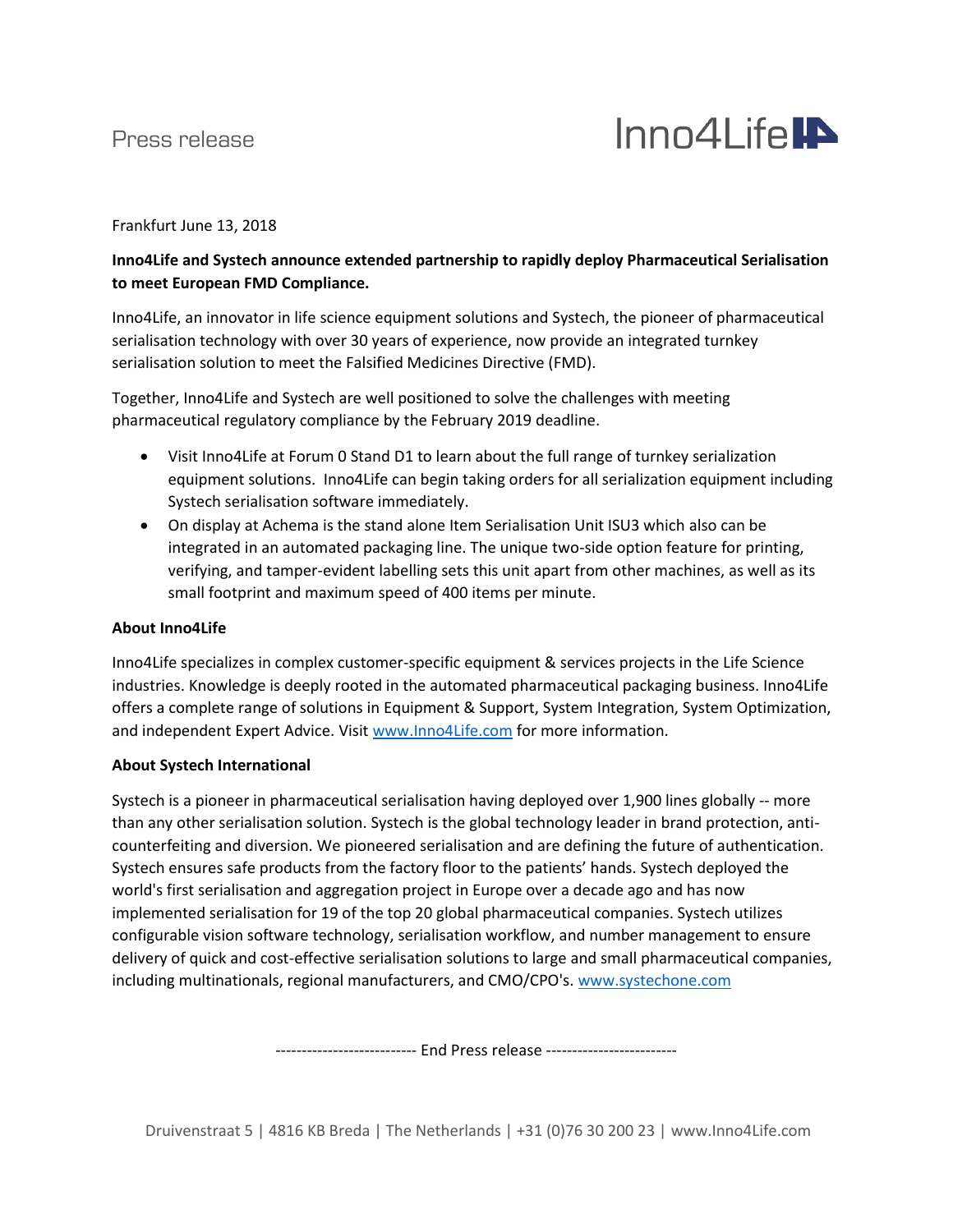Press release

Inno4Life

Frankfurt June 13, 2018

**Inno4Life and Systech announce extended partnership to rapidly deploy Pharmaceutical Serialisation to meet European FMD Compliance.**

Inno4Life, an innovator in life science equipment solutions and Systech, the pioneer of pharmaceutical serialisation technology with over 30 years of experience, now provide an integrated turnkey serialisation solution to meet the Falsified Medicines Directive (FMD).

Together, Inno4Life and Systech are well positioned to solve the challenges with meeting pharmaceutical regulatory compliance by the February 2019 deadline.

- Visit Inno4Life at Forum 0 Stand D1 to learn about the full range of turnkey serialization equipment solutions. Inno4Life can begin taking orders for all serialization equipment including Systech serialisation software immediately.
- On display at Achema is the stand alone Item Serialisation Unit ISU3 which also can be integrated in an automated packaging line. The unique two-side option feature for printing, verifying, and tamper-evident labelling sets this unit apart from other machines, as well as its small footprint and maximum speed of 400 items per minute.

**About Inno4Life**

Inno4Life specializes in complex customer-specific equipment & services projects in the Life Science industries. Knowledge is deeply rooted in the automated pharmaceutical packaging business. Inno4Life offers a complete range of solutions in Equipment & Support, System Integration, System Optimization, and independent Expert Advice. Visit www.Inno4Life.com for more information.

**About Systech International**

Systech is a pioneer in pharmaceutical serialisation having deployed over 1,900 lines globally -- more than any other serialisation solution. Systech is the global technology leader in brand protection, anti-counterfeiting and diversion. We pioneered serialisation and are defining the future of authentication. Systech ensures safe products from the factory floor to the patients' hands. Systech deployed the world's first serialisation and aggregation project in Europe over a decade ago and has now implemented serialisation for 19 of the top 20 global pharmaceutical companies. Systech utilizes configurable vision software technology, serialisation workflow, and number management to ensure delivery of quick and cost-effective serialisation solutions to large and small pharmaceutical companies, including multinationals, regional manufacturers, and CMO/CPO's. www.systechone.com

--------------------------- End Press release -------------------------

Druivenstraat 5 | 4816 KB Breda | The Netherlands | +31 (0)76 30 200 23 | www.Inno4Life.com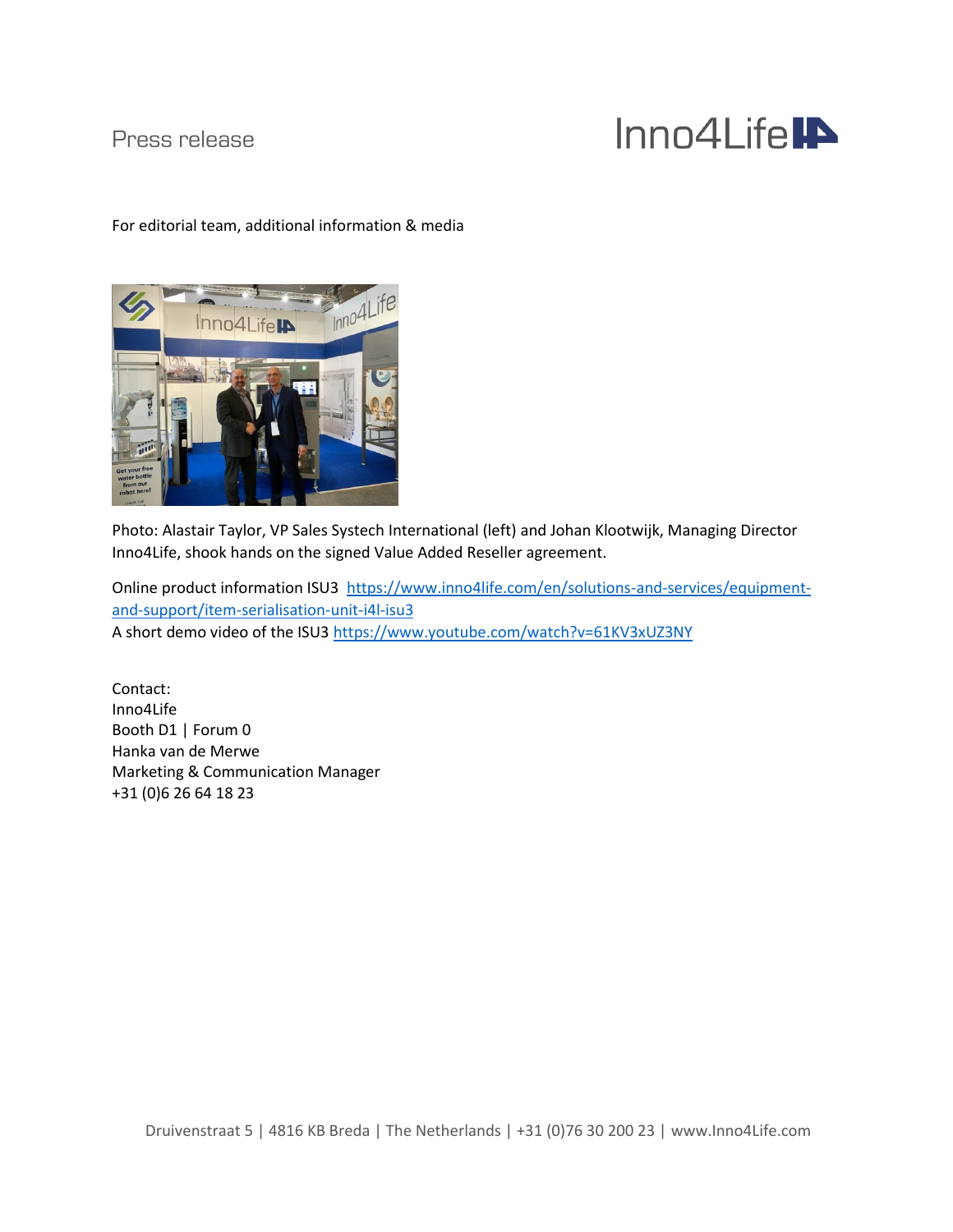Press release

For editorial team, additional information & media

Photo: Alastair Taylor, VP Sales Systech International (left) and Johan Klootwijk, Managing Director Inno4Life, shook hands on the signed Value Added Reseller agreement.

Online product information ISU3 [https://www.inno4life.com/en/solutions-and-services/equipment-and-support/item-serialisation-unit-i4l-isu3](https://www.inno4life.com/en/solutions-and-services/equipment-and-support/item-serialisation-unit-i4l-isu3)
A short demo video of the ISU3 [https://www.youtube.com/watch?v=61KV3xUZ3NY](https://www.youtube.com/watch?v=61KV3xUZ3NY)

Contact:
Inno4Life
Booth D1 | Forum 0
Hanka van de Merwe
Marketing & Communication Manager
+31 (0)6 26 64 18 23

Druivenstraat 5 | 4816 KB Breda | The Netherlands | +31 (0)76 30 200 23 | www.Inno4Life.com